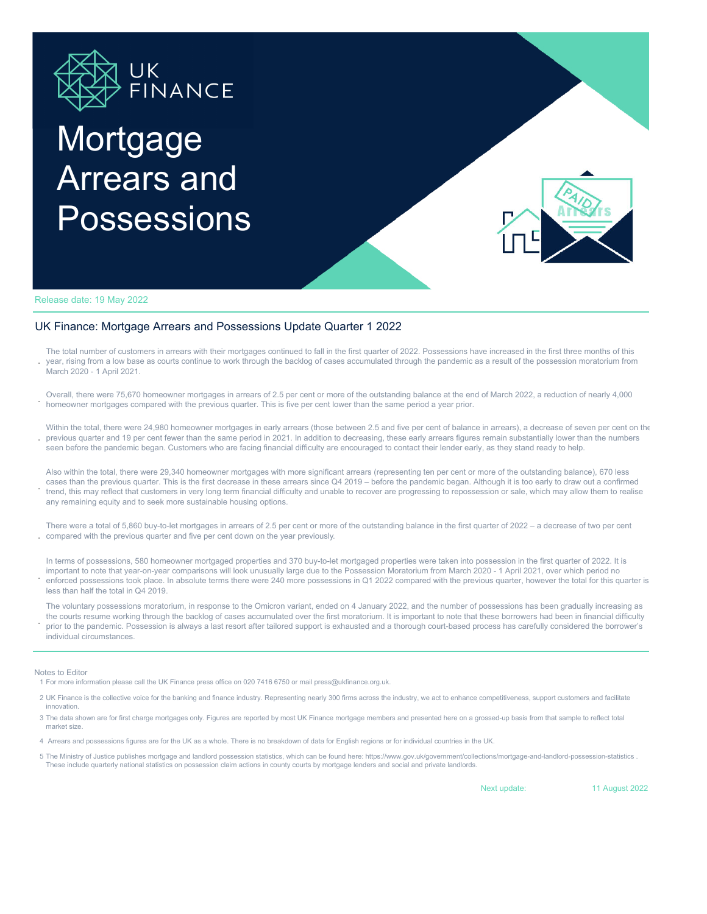# Mortgage Arrears and Possessions

Release date: 19 May 2022

## UK Finance: Mortgage Arrears and Possessions Update Quarter 1 2022

- The total number of customers in arrears with their mortgages continued to fall in the first quarter of 2022. Possessions have increased in the first three months of this year, rising from a low base as courts continue to work through the backlog of cases accumulated through the pandemic as a result of the possession moratorium from March 2020 - 1 April 2021.

- Overall, there were 75,670 homeowner mortgages in arrears of 2.5 per cent or more of the outstanding balance at the end of March 2022, a reduction of nearly 4,000 homeowner mortgages compared with the previous quarter. This is five per cent lower than the same period a year prior.

- Within the total, there were 24,980 homeowner mortgages in early arrears (those between 2.5 and five per cent of balance in arrears), a decrease of seven per cent on the previous quarter and 19 per cent fewer than the same period in 2021. In addition to decreasing, these early arrears figures remain substantially lower than the numbers seen before the pandemic began. Customers who are facing financial difficulty are encouraged to contact their lender early, as they stand ready to help.

- Also within the total, there were 29,340 homeowner mortgages with more significant arrears (representing ten per cent or more of the outstanding balance), 670 less cases than the previous quarter. This is the first decrease in these arrears since Q4 2019 – before the pandemic began. Although it is too early to draw out a confirmed trend, this may reflect that customers in very long term financial difficulty and unable to recover are progressing to repossession or sale, which may allow them to realise any remaining equity and to seek more sustainable housing options.

- There were a total of 5,860 buy-to-let mortgages in arrears of 2.5 per cent or more of the outstanding balance in the first quarter of 2022 – a decrease of two per cent compared with the previous quarter and five per cent down on the year previously.

- In terms of possessions, 580 homeowner mortgaged properties and 370 buy-to-let mortgaged properties were taken into possession in the first quarter of 2022. It is important to note that year-on-year comparisons will look unusually large due to the Possession Moratorium from March 2020 - 1 April 2021, over which period no enforced possessions took place. In absolute terms there were 240 more possessions in Q1 2022 compared with the previous quarter, however the total for this quarter is less than half the total in Q4 2019.

- The voluntary possessions moratorium, in response to the Omicron variant, ended on 4 January 2022, and the number of possessions has been gradually increasing as the courts resume working through the backlog of cases accumulated over the first moratorium. It is important to note that these borrowers had been in financial difficulty prior to the pandemic. Possession is always a last resort after tailored support is exhausted and a thorough court-based process has carefully considered the borrower's individual circumstances.

Notes to Editor

1. For more information please call the UK Finance press office on 020 7416 6750 or mail press@ukfinance.org.uk.
2. UK Finance is the collective voice for the banking and finance industry. Representing nearly 300 firms across the industry, we act to enhance competitiveness, support customers and facilitate innovation.
3. The data shown are for first charge mortgages only. Figures are reported by most UK Finance mortgage members and presented here on a grossed-up basis from that sample to reflect total market size.
4. Arrears and possessions figures are for the UK as a whole. There is no breakdown of data for English regions or for individual countries in the UK.
5. The Ministry of Justice publishes mortgage and landlord possession statistics, which can be found here: https://www.gov.uk/government/collections/mortgage-and-landlord-possession-statistics . These include quarterly national statistics on possession claim actions in county courts by mortgage lenders and social and private landlords.

Next update: 11 August 2022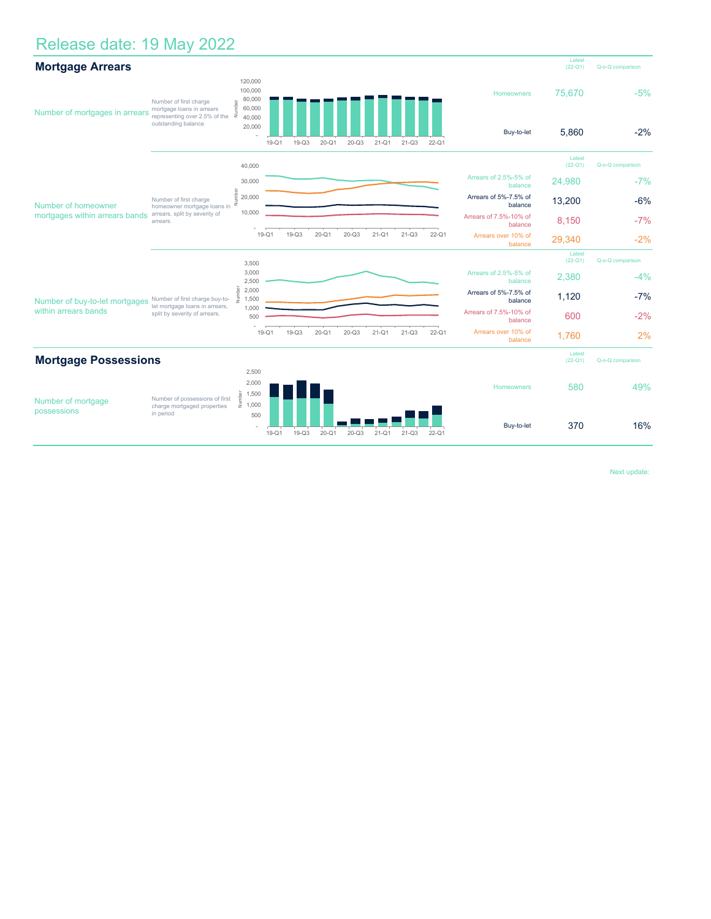# Release date: 19 May 2022

## Mortgage Arrears

| | | Latest (22-Q1) | Q-o-Q comparison |
|---|---|---|---|
| **Number of mortgages in arrears** — Number of first charge mortgage loans in arrears representing over 2.5% of the outstanding balance | Homeowners | 75,670 | -5% |
| | Buy-to-let | 5,860 | -2% |

| | | Latest (22-Q1) | Q-o-Q comparison |
|---|---|---|---|
| **Number of homeowner mortgages within arrears bands** — Number of first charge homeowner mortgage loans in arrears, split by severity of arrears. | Arrears of 2.5%-5% of balance | 24,980 | -7% |
| | Arrears of 5%-7.5% of balance | 13,200 | -6% |
| | Arrears of 7.5%-10% of balance | 8,150 | -7% |
| | Arrears over 10% of balance | 29,340 | -2% |

| | | Latest (22-Q1) | Q-o-Q comparison |
|---|---|---|---|
| **Number of buy-to-let mortgages within arrears bands** — Number of first charge buy-to-let mortgage loans in arrears, split by severity of arrears. | Arrears of 2.5%-5% of balance | 2,380 | -4% |
| | Arrears of 5%-7.5% of balance | 1,120 | -7% |
| | Arrears of 7.5%-10% of balance | 600 | -2% |
| | Arrears over 10% of balance | 1,760 | 2% |

## Mortgage Possessions

| | | Latest (22-Q1) | Q-o-Q comparison |
|---|---|---|---|
| **Number of mortgage possessions** — Number of possessions of first charge mortgaged properties in period | Homeowners | 580 | 49% |
| | Buy-to-let | 370 | 16% |

Next update: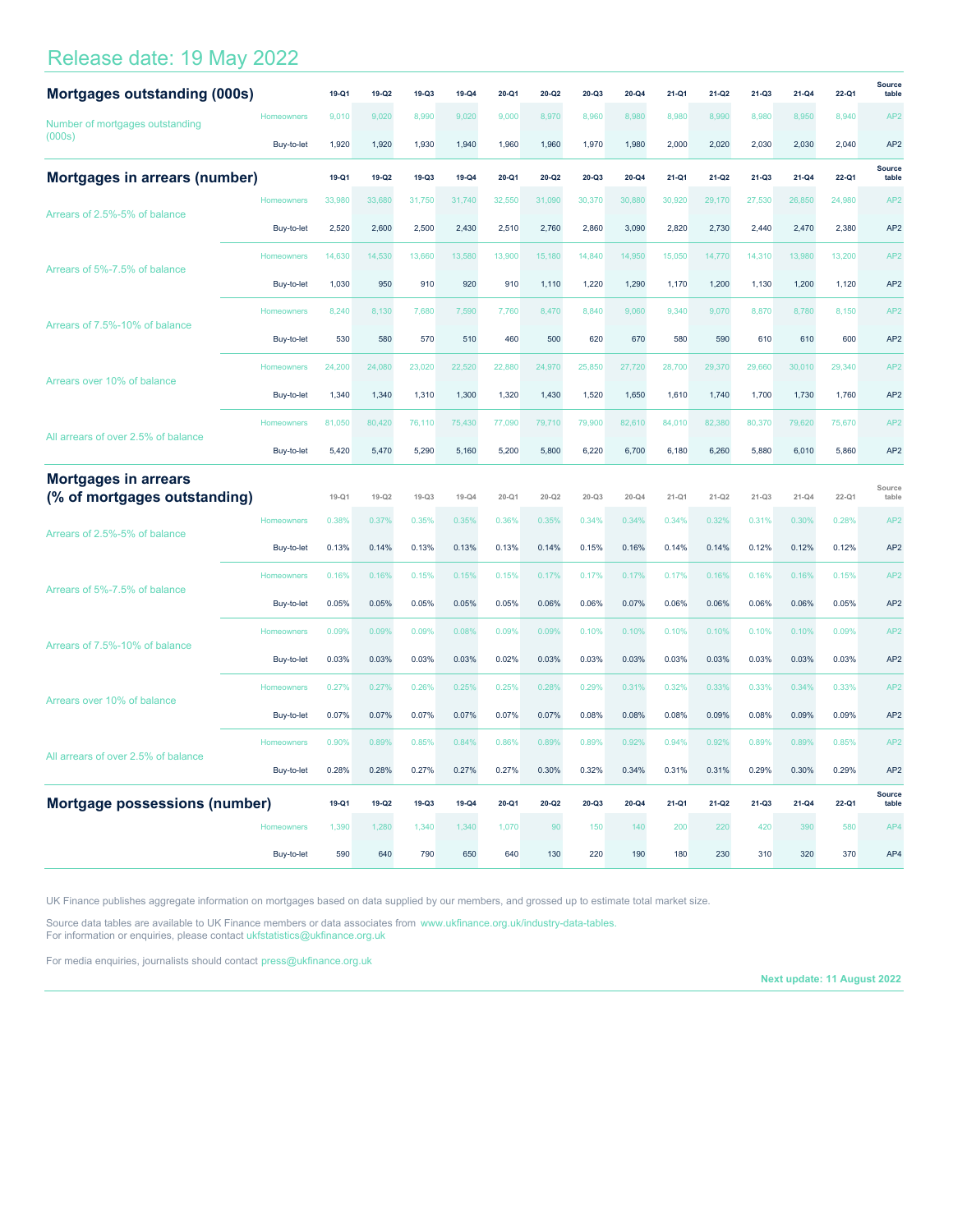Release date: 19 May 2022

## Mortgages outstanding (000s)

| Mortgages outstanding (000s) | | 19-Q1 | 19-Q2 | 19-Q3 | 19-Q4 | 20-Q1 | 20-Q2 | 20-Q3 | 20-Q4 | 21-Q1 | 21-Q2 | 21-Q3 | 21-Q4 | 22-Q1 | Source table |
|---|---|---|---|---|---|---|---|---|---|---|---|---|---|---|---|
| Number of mortgages outstanding (000s) | Homeowners | 9,010 | 9,020 | 8,990 | 9,020 | 9,000 | 8,970 | 8,960 | 8,980 | 8,980 | 8,990 | 8,980 | 8,950 | 8,940 | AP2 |
| | Buy-to-let | 1,920 | 1,920 | 1,930 | 1,940 | 1,960 | 1,960 | 1,970 | 1,980 | 2,000 | 2,020 | 2,030 | 2,030 | 2,040 | AP2 |

## Mortgages in arrears (number)

| Mortgages in arrears (number) | | 19-Q1 | 19-Q2 | 19-Q3 | 19-Q4 | 20-Q1 | 20-Q2 | 20-Q3 | 20-Q4 | 21-Q1 | 21-Q2 | 21-Q3 | 21-Q4 | 22-Q1 | Source table |
|---|---|---|---|---|---|---|---|---|---|---|---|---|---|---|---|
| Arrears of 2.5%-5% of balance | Homeowners | 33,980 | 33,680 | 31,750 | 31,740 | 32,550 | 31,090 | 30,370 | 30,880 | 30,920 | 29,170 | 27,530 | 26,850 | 24,980 | AP2 |
| | Buy-to-let | 2,520 | 2,600 | 2,500 | 2,430 | 2,510 | 2,760 | 2,860 | 3,090 | 2,820 | 2,730 | 2,440 | 2,470 | 2,380 | AP2 |
| Arrears of 5%-7.5% of balance | Homeowners | 14,630 | 14,530 | 13,660 | 13,580 | 13,900 | 15,180 | 14,840 | 14,950 | 15,050 | 14,770 | 14,310 | 13,980 | 13,200 | AP2 |
| | Buy-to-let | 1,030 | 950 | 910 | 920 | 910 | 1,110 | 1,220 | 1,290 | 1,170 | 1,200 | 1,130 | 1,200 | 1,120 | AP2 |
| Arrears of 7.5%-10% of balance | Homeowners | 8,240 | 8,130 | 7,680 | 7,590 | 7,760 | 8,470 | 8,840 | 9,060 | 9,340 | 9,070 | 8,870 | 8,780 | 8,150 | AP2 |
| | Buy-to-let | 530 | 580 | 570 | 510 | 460 | 500 | 620 | 670 | 580 | 590 | 610 | 610 | 600 | AP2 |
| Arrears over 10% of balance | Homeowners | 24,200 | 24,080 | 23,020 | 22,520 | 22,880 | 24,970 | 25,850 | 27,720 | 28,700 | 29,370 | 29,660 | 30,010 | 29,340 | AP2 |
| | Buy-to-let | 1,340 | 1,340 | 1,310 | 1,300 | 1,320 | 1,430 | 1,520 | 1,650 | 1,610 | 1,740 | 1,700 | 1,730 | 1,760 | AP2 |
| All arrears of over 2.5% of balance | Homeowners | 81,050 | 80,420 | 76,110 | 75,430 | 77,090 | 79,710 | 79,900 | 82,610 | 84,010 | 82,380 | 80,370 | 79,620 | 75,670 | AP2 |
| | Buy-to-let | 5,420 | 5,470 | 5,290 | 5,160 | 5,200 | 5,800 | 6,220 | 6,700 | 6,180 | 6,260 | 5,880 | 6,010 | 5,860 | AP2 |

## Mortgages in arrears (% of mortgages outstanding)

| Mortgages in arrears (% of mortgages outstanding) | | 19-Q1 | 19-Q2 | 19-Q3 | 19-Q4 | 20-Q1 | 20-Q2 | 20-Q3 | 20-Q4 | 21-Q1 | 21-Q2 | 21-Q3 | 21-Q4 | 22-Q1 | Source table |
|---|---|---|---|---|---|---|---|---|---|---|---|---|---|---|---|
| Arrears of 2.5%-5% of balance | Homeowners | 0.38% | 0.37% | 0.35% | 0.35% | 0.36% | 0.35% | 0.34% | 0.34% | 0.34% | 0.32% | 0.31% | 0.30% | 0.28% | AP2 |
| | Buy-to-let | 0.13% | 0.14% | 0.13% | 0.13% | 0.13% | 0.14% | 0.15% | 0.16% | 0.14% | 0.14% | 0.12% | 0.12% | 0.12% | AP2 |
| Arrears of 5%-7.5% of balance | Homeowners | 0.16% | 0.16% | 0.15% | 0.15% | 0.15% | 0.17% | 0.17% | 0.17% | 0.17% | 0.16% | 0.16% | 0.16% | 0.15% | AP2 |
| | Buy-to-let | 0.05% | 0.05% | 0.05% | 0.05% | 0.05% | 0.06% | 0.06% | 0.07% | 0.06% | 0.06% | 0.06% | 0.06% | 0.05% | AP2 |
| Arrears of 7.5%-10% of balance | Homeowners | 0.09% | 0.09% | 0.09% | 0.08% | 0.09% | 0.09% | 0.10% | 0.10% | 0.10% | 0.10% | 0.10% | 0.10% | 0.09% | AP2 |
| | Buy-to-let | 0.03% | 0.03% | 0.03% | 0.03% | 0.02% | 0.03% | 0.03% | 0.03% | 0.03% | 0.03% | 0.03% | 0.03% | 0.03% | AP2 |
| Arrears over 10% of balance | Homeowners | 0.27% | 0.27% | 0.26% | 0.25% | 0.25% | 0.28% | 0.29% | 0.31% | 0.32% | 0.33% | 0.33% | 0.34% | 0.33% | AP2 |
| | Buy-to-let | 0.07% | 0.07% | 0.07% | 0.07% | 0.07% | 0.07% | 0.08% | 0.08% | 0.08% | 0.09% | 0.08% | 0.09% | 0.09% | AP2 |
| All arrears of over 2.5% of balance | Homeowners | 0.90% | 0.89% | 0.85% | 0.84% | 0.86% | 0.89% | 0.89% | 0.92% | 0.94% | 0.92% | 0.89% | 0.89% | 0.85% | AP2 |
| | Buy-to-let | 0.28% | 0.28% | 0.27% | 0.27% | 0.27% | 0.30% | 0.32% | 0.34% | 0.31% | 0.31% | 0.29% | 0.30% | 0.29% | AP2 |

## Mortgage possessions (number)

| Mortgage possessions (number) | | 19-Q1 | 19-Q2 | 19-Q3 | 19-Q4 | 20-Q1 | 20-Q2 | 20-Q3 | 20-Q4 | 21-Q1 | 21-Q2 | 21-Q3 | 21-Q4 | 22-Q1 | Source table |
|---|---|---|---|---|---|---|---|---|---|---|---|---|---|---|---|
| | Homeowners | 1,390 | 1,280 | 1,340 | 1,340 | 1,070 | 90 | 150 | 140 | 200 | 220 | 420 | 390 | 580 | AP4 |
| | Buy-to-let | 590 | 640 | 790 | 650 | 640 | 130 | 220 | 190 | 180 | 230 | 310 | 320 | 370 | AP4 |

UK Finance publishes aggregate information on mortgages based on data supplied by our members, and grossed up to estimate total market size.

Source data tables are available to UK Finance members or data associates from www.ukfinance.org.uk/industry-data-tables.
For information or enquiries, please contact ukfstatistics@ukfinance.org.uk

For media enquiries, journalists should contact press@ukfinance.org.uk

**Next update: 11 August 2022**